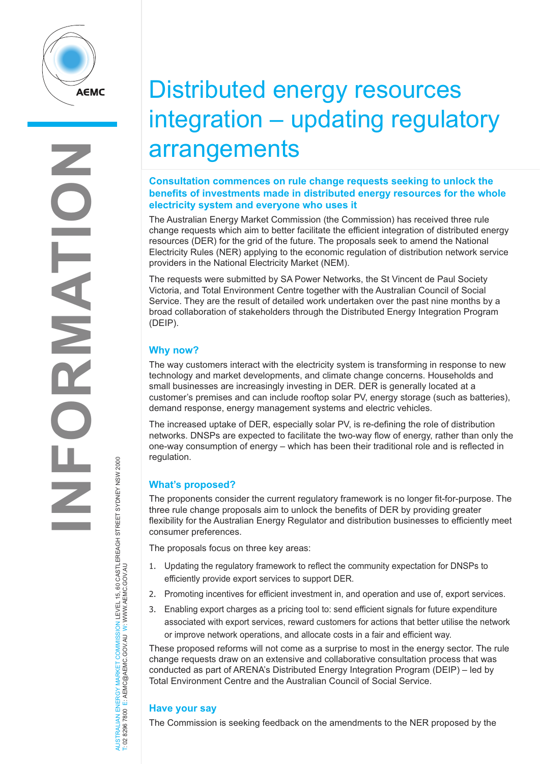# Distributed energy resources integration – updating regulatory arrangements

### Consultation commences on rule change requests seeking to unlock the benefits of investments made in distributed energy resources for the whole electricity system and everyone who uses it

The Australian Energy Market Commission (the Commission) has received three rule change requests which aim to better facilitate the efficient integration of distributed energy resources (DER) for the grid of the future. The proposals seek to amend the National Electricity Rules (NER) applying to the economic regulation of distribution network service providers in the National Electricity Market (NEM).

The requests were submitted by SA Power Networks, the St Vincent de Paul Society Victoria, and Total Environment Centre together with the Australian Council of Social Service. They are the result of detailed work undertaken over the past nine months by a broad collaboration of stakeholders through the Distributed Energy Integration Program (DEIP).

## Why now?

The way customers interact with the electricity system is transforming in response to new technology and market developments, and climate change concerns. Households and small businesses are increasingly investing in DER. DER is generally located at a customer's premises and can include rooftop solar PV, energy storage (such as batteries), demand response, energy management systems and electric vehicles.

The increased uptake of DER, especially solar PV, is re-defining the role of distribution networks. DNSPs are expected to facilitate the two-way flow of energy, rather than only the one-way consumption of energy – which has been their traditional role and is reflected in regulation.

## What's proposed?

The proponents consider the current regulatory framework is no longer fit-for-purpose. The three rule change proposals aim to unlock the benefits of DER by providing greater flexibility for the Australian Energy Regulator and distribution businesses to efficiently meet consumer preferences.

The proposals focus on three key areas:

1. Updating the regulatory framework to reflect the community expectation for DNSPs to efficiently provide export services to support DER.
2. Promoting incentives for efficient investment in, and operation and use of, export services.
3. Enabling export charges as a pricing tool to: send efficient signals for future expenditure associated with export services, reward customers for actions that better utilise the network or improve network operations, and allocate costs in a fair and efficient way.

These proposed reforms will not come as a surprise to most in the energy sector. The rule change requests draw on an extensive and collaborative consultation process that was conducted as part of ARENA's Distributed Energy Integration Program (DEIP) – led by Total Environment Centre and the Australian Council of Social Service.

## Have your say

The Commission is seeking feedback on the amendments to the NER proposed by the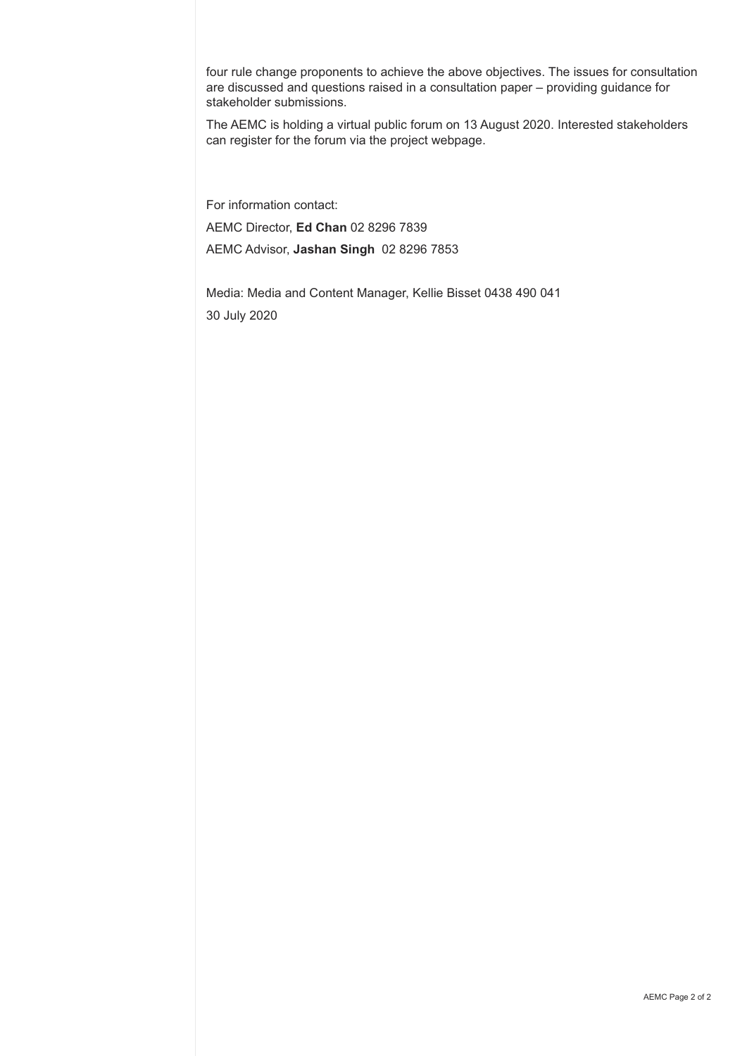four rule change proponents to achieve the above objectives. The issues for consultation are discussed and questions raised in a consultation paper – providing guidance for stakeholder submissions.

The AEMC is holding a virtual public forum on 13 August 2020. Interested stakeholders can register for the forum via the project webpage.

For information contact:

AEMC Director, **Ed Chan** 02 8296 7839

AEMC Advisor, **Jashan Singh** 02 8296 7853

Media: Media and Content Manager, Kellie Bisset 0438 490 041

30 July 2020